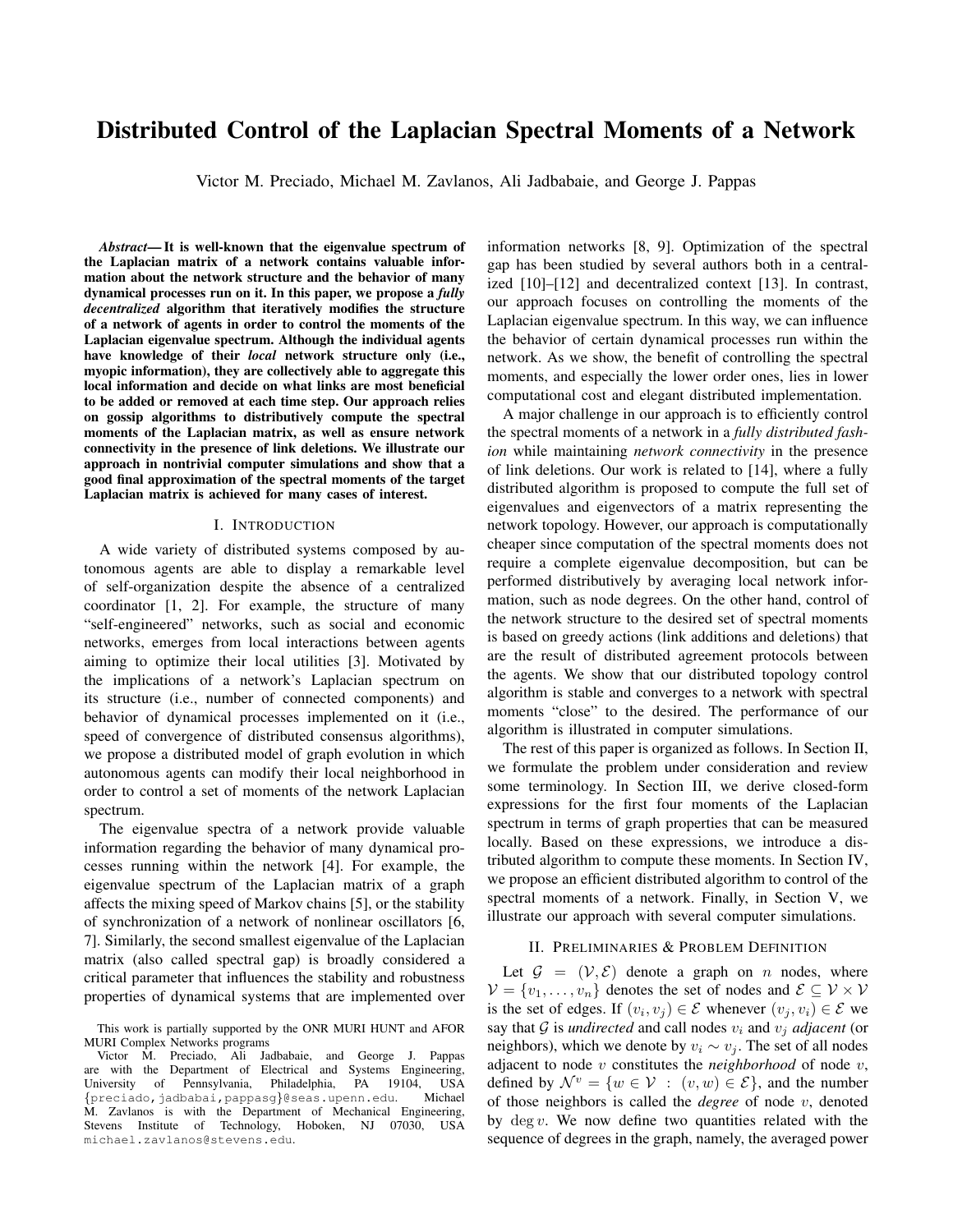# Distributed Control of the Laplacian Spectral Moments of a Network

Victor M. Preciado, Michael M. Zavlanos, Ali Jadbabaie, and George J. Pappas

***Abstract*— It is well-known that the eigenvalue spectrum of the Laplacian matrix of a network contains valuable information about the network structure and the behavior of many dynamical processes run on it. In this paper, we propose a *fully decentralized* algorithm that iteratively modifies the structure of a network of agents in order to control the moments of the Laplacian eigenvalue spectrum. Although the individual agents have knowledge of their *local* network structure only (i.e., myopic information), they are collectively able to aggregate this local information and decide on what links are most beneficial to be added or removed at each time step. Our approach relies on gossip algorithms to distributively compute the spectral moments of the Laplacian matrix, as well as ensure network connectivity in the presence of link deletions. We illustrate our approach in nontrivial computer simulations and show that a good final approximation of the spectral moments of the target Laplacian matrix is achieved for many cases of interest.**

## I. Introduction

A wide variety of distributed systems composed by autonomous agents are able to display a remarkable level of self-organization despite the absence of a centralized coordinator [1, 2]. For example, the structure of many "self-engineered" networks, such as social and economic networks, emerges from local interactions between agents aiming to optimize their local utilities [3]. Motivated by the implications of a network's Laplacian spectrum on its structure (i.e., number of connected components) and behavior of dynamical processes implemented on it (i.e., speed of convergence of distributed consensus algorithms), we propose a distributed model of graph evolution in which autonomous agents can modify their local neighborhood in order to control a set of moments of the network Laplacian spectrum.

The eigenvalue spectra of a network provide valuable information regarding the behavior of many dynamical processes running within the network [4]. For example, the eigenvalue spectrum of the Laplacian matrix of a graph affects the mixing speed of Markov chains [5], or the stability of synchronization of a network of nonlinear oscillators [6, 7]. Similarly, the second smallest eigenvalue of the Laplacian matrix (also called spectral gap) is broadly considered a critical parameter that influences the stability and robustness properties of dynamical systems that are implemented over information networks [8, 9]. Optimization of the spectral gap has been studied by several authors both in a centralized [10]–[12] and decentralized context [13]. In contrast, our approach focuses on controlling the moments of the Laplacian eigenvalue spectrum. In this way, we can influence the behavior of certain dynamical processes run within the network. As we show, the benefit of controlling the spectral moments, and especially the lower order ones, lies in lower computational cost and elegant distributed implementation.

A major challenge in our approach is to efficiently control the spectral moments of a network in a *fully distributed fashion* while maintaining *network connectivity* in the presence of link deletions. Our work is related to [14], where a fully distributed algorithm is proposed to compute the full set of eigenvalues and eigenvectors of a matrix representing the network topology. However, our approach is computationally cheaper since computation of the spectral moments does not require a complete eigenvalue decomposition, but can be performed distributively by averaging local network information, such as node degrees. On the other hand, control of the network structure to the desired set of spectral moments is based on greedy actions (link additions and deletions) that are the result of distributed agreement protocols between the agents. We show that our distributed topology control algorithm is stable and converges to a network with spectral moments "close" to the desired. The performance of our algorithm is illustrated in computer simulations.

The rest of this paper is organized as follows. In Section II, we formulate the problem under consideration and review some terminology. In Section III, we derive closed-form expressions for the first four moments of the Laplacian spectrum in terms of graph properties that can be measured locally. Based on these expressions, we introduce a distributed algorithm to compute these moments. In Section IV, we propose an efficient distributed algorithm to control of the spectral moments of a network. Finally, in Section V, we illustrate our approach with several computer simulations.

## II. Preliminaries & Problem Definition

Let $\mathcal{G} = (\mathcal{V}, \mathcal{E})$ denote a graph on $n$ nodes, where $\mathcal{V} = \{v_1, \ldots, v_n\}$ denotes the set of nodes and $\mathcal{E} \subseteq \mathcal{V} \times \mathcal{V}$ is the set of edges. If $(v_i, v_j) \in \mathcal{E}$ whenever $(v_j, v_i) \in \mathcal{E}$ we say that $\mathcal{G}$ is *undirected* and call nodes $v_i$ and $v_j$ *adjacent* (or neighbors), which we denote by $v_i \sim v_j$. The set of all nodes adjacent to node $v$ constitutes the *neighborhood* of node $v$, defined by $\mathcal{N}^v = \{w \in \mathcal{V} \; : \; (v, w) \in \mathcal{E}\}$, and the number of those neighbors is called the *degree* of node $v$, denoted by $\deg v$. We now define two quantities related with the sequence of degrees in the graph, namely, the averaged power

---

This work is partially supported by the ONR MURI HUNT and AFOR MURI Complex Networks programs

Victor M. Preciado, Ali Jadbabaie, and George J. Pappas are with the Department of Electrical and Systems Engineering, University of Pennsylvania, Philadelphia, PA 19104, USA {preciado,jadbabai,pappasg}@seas.upenn.edu. Michael M. Zavlanos is with the Department of Mechanical Engineering, Stevens Institute of Technology, Hoboken, NJ 07030, USA michael.zavlanos@stevens.edu.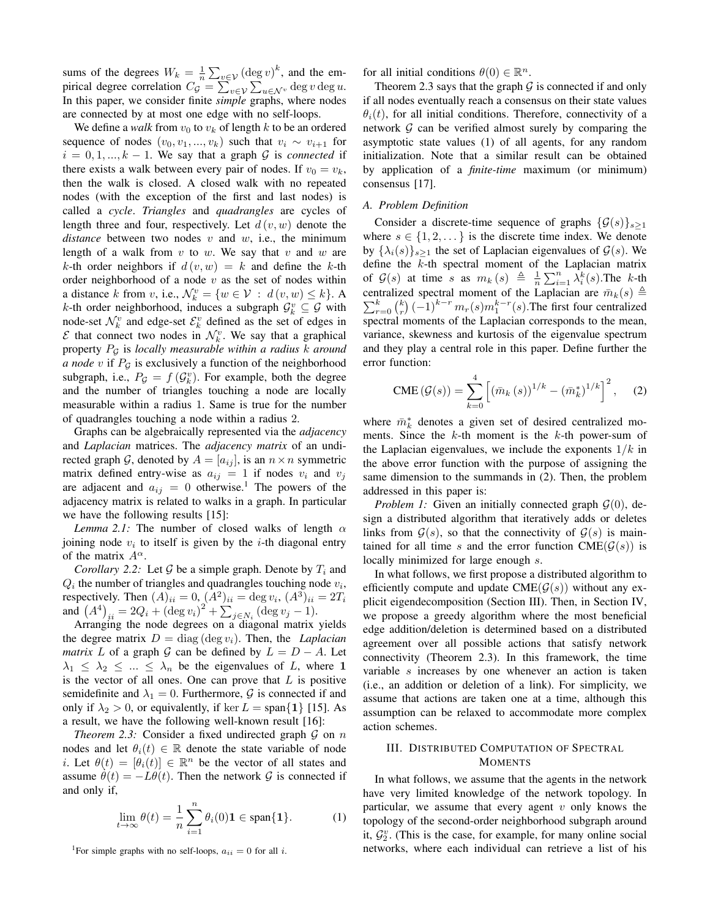sums of the degrees $W_k = \frac{1}{n}\sum_{v\in\mathcal{V}}(\deg v)^k$, and the empirical degree correlation $C_{\mathcal{G}} = \sum_{v\in\mathcal{V}}\sum_{u\in\mathcal{N}^v}\deg v \deg u$. In this paper, we consider finite *simple* graphs, where nodes are connected by at most one edge with no self-loops.

We define a *walk* from $v_0$ to $v_k$ of length $k$ to be an ordered sequence of nodes $(v_0, v_1, ..., v_k)$ such that $v_i \sim v_{i+1}$ for $i = 0, 1, ..., k-1$. We say that a graph $\mathcal{G}$ is *connected* if there exists a walk between every pair of nodes. If $v_0 = v_k$, then the walk is closed. A closed walk with no repeated nodes (with the exception of the first and last nodes) is called a *cycle*. *Triangles* and *quadrangles* are cycles of length three and four, respectively. Let $d(v, w)$ denote the *distance* between two nodes $v$ and $w$, i.e., the minimum length of a walk from $v$ to $w$. We say that $v$ and $w$ are $k$-th order neighbors if $d(v, w) = k$ and define the $k$-th order neighborhood of a node $v$ as the set of nodes within a distance $k$ from $v$, i.e., $\mathcal{N}_k^v = \{w \in \mathcal{V} : d(v, w) \leq k\}$. A $k$-th order neighborhood, induces a subgraph $\mathcal{G}_k^v \subseteq \mathcal{G}$ with node-set $\mathcal{N}_k^v$ and edge-set $\mathcal{E}_k^v$ defined as the set of edges in $\mathcal{E}$ that connect two nodes in $\mathcal{N}_k^v$. We say that a graphical property $P_{\mathcal{G}}$ is *locally measurable within a radius $k$ around a node $v$* if $P_{\mathcal{G}}$ is exclusively a function of the neighborhood subgraph, i.e., $P_{\mathcal{G}} = f(\mathcal{G}_k^v)$. For example, both the degree and the number of triangles touching a node are locally measurable within a radius 1. Same is true for the number of quadrangles touching a node within a radius 2.

Graphs can be algebraically represented via the *adjacency* and *Laplacian* matrices. The *adjacency matrix* of an undirected graph $\mathcal{G}$, denoted by $A = [a_{ij}]$, is an $n \times n$ symmetric matrix defined entry-wise as $a_{ij} = 1$ if nodes $v_i$ and $v_j$ are adjacent and $a_{ij} = 0$ otherwise.[1] The powers of the adjacency matrix is related to walks in a graph. In particular we have the following results [15]:

*Lemma 2.1:* The number of closed walks of length $\alpha$ joining node $v_i$ to itself is given by the $i$-th diagonal entry of the matrix $A^\alpha$.

*Corollary 2.2:* Let $\mathcal{G}$ be a simple graph. Denote by $T_i$ and $Q_i$ the number of triangles and quadrangles touching node $v_i$, respectively. Then $(A)_{ii} = 0$, $(A^2)_{ii} = \deg v_i$, $(A^3)_{ii} = 2T_i$ and $(A^4)_{ii} = 2Q_i + (\deg v_i)^2 + \sum_{j\in N_i}(\deg v_j - 1)$.

Arranging the node degrees on a diagonal matrix yields the degree matrix $D = \operatorname{diag}(\deg v_i)$. Then, the *Laplacian matrix* $L$ of a graph $\mathcal{G}$ can be defined by $L = D - A$. Let $\lambda_1 \leq \lambda_2 \leq ... \leq \lambda_n$ be the eigenvalues of $L$, where $\mathbf{1}$ is the vector of all ones. One can prove that $L$ is positive semidefinite and $\lambda_1 = 0$. Furthermore, $\mathcal{G}$ is connected if and only if $\lambda_2 > 0$, or equivalently, if $\ker L = \operatorname{span}\{\mathbf{1}\}$ [15]. As a result, we have the following well-known result [16]:

*Theorem 2.3:* Consider a fixed undirected graph $\mathcal{G}$ on $n$ nodes and let $\theta_i(t) \in \mathbb{R}$ denote the state variable of node $i$. Let $\theta(t) = [\theta_i(t)] \in \mathbb{R}^n$ be the vector of all states and assume $\dot{\theta}(t) = -L\theta(t)$. Then the network $\mathcal{G}$ is connected if and only if,

$$\lim_{t\to\infty}\theta(t) = \frac{1}{n}\sum_{i=1}^{n}\theta_i(0)\mathbf{1} \in \operatorname{span}\{\mathbf{1}\}. \qquad (1)$$

[1] For simple graphs with no self-loops, $a_{ii} = 0$ for all $i$.

for all initial conditions $\theta(0) \in \mathbb{R}^n$.

Theorem 2.3 says that the graph $\mathcal{G}$ is connected if and only if all nodes eventually reach a consensus on their state values $\theta_i(t)$, for all initial conditions. Therefore, connectivity of a network $\mathcal{G}$ can be verified almost surely by comparing the asymptotic state values (1) of all agents, for any random initialization. Note that a similar result can be obtained by application of a *finite-time* maximum (or minimum) consensus [17].

### A. Problem Definition

Consider a discrete-time sequence of graphs $\{\mathcal{G}(s)\}_{s\geq 1}$ where $s \in \{1, 2, \dots\}$ is the discrete time index. We denote by $\{\lambda_i(s)\}_{s\geq 1}$ the set of Laplacian eigenvalues of $\mathcal{G}(s)$. We define the $k$-th spectral moment of the Laplacian matrix of $\mathcal{G}(s)$ at time $s$ as $m_k(s) \triangleq \frac{1}{n}\sum_{i=1}^{n}\lambda_i^k(s)$.The $k$-th centralized spectral moment of the Laplacian are $\bar{m}_k(s) \triangleq \sum_{r=0}^{k}\binom{k}{r}(-1)^{k-r} m_r(s) m_1^{k-r}(s)$.The first four centralized spectral moments of the Laplacian corresponds to the mean, variance, skewness and kurtosis of the eigenvalue spectrum and they play a central role in this paper. Define further the error function:

$$\text{CME}(\mathcal{G}(s)) = \sum_{k=0}^{4}\left[(\bar{m}_k(s))^{1/k} - (\bar{m}_k^*)^{1/k}\right]^2, \qquad (2)$$

where $\bar{m}_k^*$ denotes a given set of desired centralized moments. Since the $k$-th moment is the $k$-th power-sum of the Laplacian eigenvalues, we include the exponents $1/k$ in the above error function with the purpose of assigning the same dimension to the summands in (2). Then, the problem addressed in this paper is:

*Problem 1:* Given an initially connected graph $\mathcal{G}(0)$, design a distributed algorithm that iteratively adds or deletes links from $\mathcal{G}(s)$, so that the connectivity of $\mathcal{G}(s)$ is maintained for all time $s$ and the error function $\text{CME}(\mathcal{G}(s))$ is locally minimized for large enough $s$.

In what follows, we first propose a distributed algorithm to efficiently compute and update $\text{CME}(\mathcal{G}(s))$ without any explicit eigendecomposition (Section III). Then, in Section IV, we propose a greedy algorithm where the most beneficial edge addition/deletion is determined based on a distributed agreement over all possible actions that satisfy network connectivity (Theorem 2.3). In this framework, the time variable $s$ increases by one whenever an action is taken (i.e., an addition or deletion of a link). For simplicity, we assume that actions are taken one at a time, although this assumption can be relaxed to accommodate more complex action schemes.

## III. Distributed Computation of Spectral Moments

In what follows, we assume that the agents in the network have very limited knowledge of the network topology. In particular, we assume that every agent $v$ only knows the topology of the second-order neighborhood subgraph around it, $\mathcal{G}_2^v$. (This is the case, for example, for many online social networks, where each individual can retrieve a list of his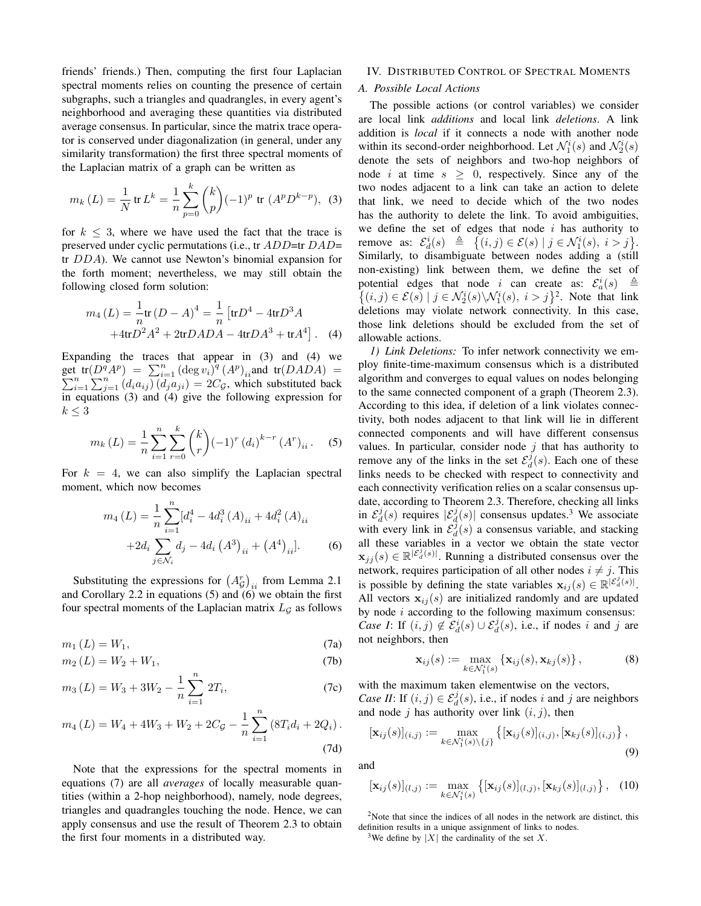friends' friends.) Then, computing the first four Laplacian spectral moments relies on counting the presence of certain subgraphs, such a triangles and quadrangles, in every agent's neighborhood and averaging these quantities via distributed average consensus. In particular, since the matrix trace operator is conserved under diagonalization (in general, under any similarity transformation) the first three spectral moments of the Laplacian matrix of a graph can be written as

$$m_k(L) = \frac{1}{N}\,\mathrm{tr}\,L^k = \frac{1}{n}\sum_{p=0}^{k}\binom{k}{p}(-1)^p\ \mathrm{tr}\ (A^p D^{k-p}), \quad (3)$$

for $k \leq 3$, where we have used the fact that the trace is preserved under cyclic permutations (i.e., tr $ADD$=tr $DAD$= tr $DDA$). We cannot use Newton's binomial expansion for the forth moment; nevertheless, we may still obtain the following closed form solution:

$$m_4(L) = \frac{1}{n}\mathrm{tr}\,(D-A)^4 = \frac{1}{n}\left[\mathrm{tr}D^4 - 4\mathrm{tr}D^3A + 4\mathrm{tr}D^2A^2 + 2\mathrm{tr}DADA - 4\mathrm{tr}DA^3 + \mathrm{tr}A^4\right]. \quad (4)$$

Expanding the traces that appear in (3) and (4) we get $\mathrm{tr}(D^qA^p) = \sum_{i=1}^{n}(\deg v_i)^q (A^p)_{ii}$ and $\mathrm{tr}(DADA) = \sum_{i=1}^{n}\sum_{j=1}^{n}(d_i a_{ij})(d_j a_{ji}) = 2C_{\mathcal{G}}$, which substituted back in equations (3) and (4) give the following expression for $k \leq 3$

$$m_k(L) = \frac{1}{n}\sum_{i=1}^{n}\sum_{r=0}^{k}\binom{k}{r}(-1)^r (d_i)^{k-r}(A^r)_{ii}. \quad (5)$$

For $k = 4$, we can also simplify the Laplacian spectral moment, which now becomes

$$m_4(L) = \frac{1}{n}\sum_{i=1}^{n}[d_i^4 - 4d_i^3(A)_{ii} + 4d_i^2(A)_{ii} + 2d_i\sum_{j\in\mathcal{N}_i} d_j - 4d_i\left(A^3\right)_{ii} + \left(A^4\right)_{ii}]. \quad (6)$$

Substituting the expressions for $\left(A_{\mathcal{G}}^r\right)_{ii}$ from Lemma 2.1 and Corollary 2.2 in equations (5) and (6) we obtain the first four spectral moments of the Laplacian matrix $L_{\mathcal{G}}$ as follows

$$m_1(L) = W_1, \quad (7a)$$

$$m_2(L) = W_2 + W_1, \quad (7b)$$

$$m_3(L) = W_3 + 3W_2 - \frac{1}{n}\sum_{i=1}^{n} 2T_i, \quad (7c)$$

$$m_4(L) = W_4 + 4W_3 + W_2 + 2C_{\mathcal{G}} - \frac{1}{n}\sum_{i=1}^{n}(8T_i d_i + 2Q_i). \quad (7d)$$

Note that the expressions for the spectral moments in equations (7) are all *averages* of locally measurable quantities (within a 2-hop neighborhood), namely, node degrees, triangles and quadrangles touching the node. Hence, we can apply consensus and use the result of Theorem 2.3 to obtain the first four moments in a distributed way.

## IV. Distributed Control of Spectral Moments

### A. Possible Local Actions

The possible actions (or control variables) we consider are local link *additions* and local link *deletions*. A link addition is *local* if it connects a node with another node within its second-order neighborhood. Let $\mathcal{N}_1^i(s)$ and $\mathcal{N}_2^i(s)$ denote the sets of neighbors and two-hop neighbors of node $i$ at time $s \geq 0$, respectively. Since any of the two nodes adjacent to a link can take an action to delete that link, we need to decide which of the two nodes has the authority to delete the link. To avoid ambiguities, we define the set of edges that node $i$ has authority to remove as: $\mathcal{E}_d^i(s) \triangleq \left\{(i,j) \in \mathcal{E}(s) \mid j \in \mathcal{N}_1^i(s),\ i > j\right\}$. Similarly, to disambiguate between nodes adding a (still non-existing) link between them, we define the set of potential edges that node $i$ can create as: $\mathcal{E}_a^i(s) \triangleq \left\{(i,j) \in \mathcal{E}(s) \mid j \in \mathcal{N}_2^i(s)\backslash\mathcal{N}_1^i(s),\ i > j\right\}$[2]. Note that link deletions may violate network connectivity. In this case, those link deletions should be excluded from the set of allowable actions.

*1) Link Deletions:* To infer network connectivity we employ finite-time-maximum consensus which is a distributed algorithm and converges to equal values on nodes belonging to the same connected component of a graph (Theorem 2.3). According to this idea, if deletion of a link violates connectivity, both nodes adjacent to that link will lie in different connected components and will have different consensus values. In particular, consider node $j$ that has authority to remove any of the links in the set $\mathcal{E}_d^j(s)$. Each one of these links needs to be checked with respect to connectivity and each connectivity verification relies on a scalar consensus update, according to Theorem 2.3. Therefore, checking all links in $\mathcal{E}_d^j(s)$ requires $|\mathcal{E}_d^j(s)|$ consensus updates.[3] We associate with every link in $\mathcal{E}_d^j(s)$ a consensus variable, and stacking all these variables in a vector we obtain the state vector $\mathbf{x}_{jj}(s) \in \mathbb{R}^{|\mathcal{E}_d^j(s)|}$. Running a distributed consensus over the network, requires participation of all other nodes $i \neq j$. This is possible by defining the state variables $\mathbf{x}_{ij}(s) \in \mathbb{R}^{|\mathcal{E}_d^j(s)|}$. All vectors $\mathbf{x}_{ij}(s)$ are initialized randomly and are updated by node $i$ according to the following maximum consensus:

*Case I*: If $(i,j) \notin \mathcal{E}_d^i(s) \cup \mathcal{E}_d^j(s)$, i.e., if nodes $i$ and $j$ are not neighbors, then

$$\mathbf{x}_{ij}(s) := \max_{k\in\mathcal{N}_1^i(s)}\left\{\mathbf{x}_{ij}(s), \mathbf{x}_{kj}(s)\right\}, \quad (8)$$

with the maximum taken elementwise on the vectors,

*Case II*: If $(i,j) \in \mathcal{E}_d^j(s)$, i.e., if nodes $i$ and $j$ are neighbors and node $j$ has authority over link $(i,j)$, then

$$[\mathbf{x}_{ij}(s)]_{(i,j)} := \max_{k\in\mathcal{N}_1^i(s)\backslash\{j\}}\left\{[\mathbf{x}_{ij}(s)]_{(i,j)}, [\mathbf{x}_{kj}(s)]_{(i,j)}\right\}, \quad (9)$$

and

$$[\mathbf{x}_{ij}(s)]_{(l,j)} := \max_{k\in\mathcal{N}_1^i(s)}\left\{[\mathbf{x}_{ij}(s)]_{(l,j)}, [\mathbf{x}_{kj}(s)]_{(l,j)}\right\}, \quad (10)$$

[2] Note that since the indices of all nodes in the network are distinct, this definition results in a unique assignment of links to nodes.

[3] We define by $|X|$ the cardinality of the set $X$.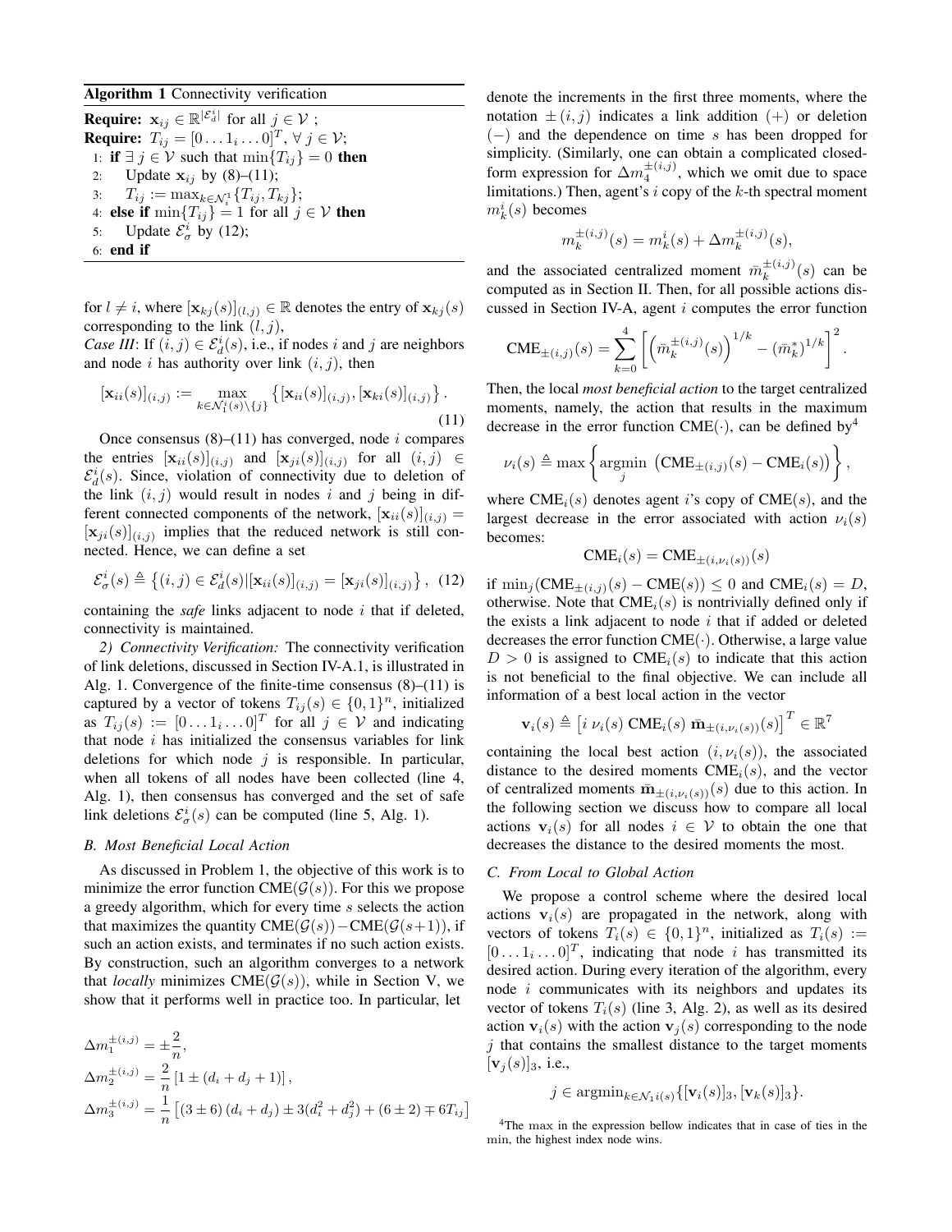**Algorithm 1** Connectivity verification

**Require:** $\mathbf{x}_{ij} \in \mathbb{R}^{|\mathcal{E}_d^i|}$ for all $j \in \mathcal{V}$ ;
**Require:** $T_{ij} = [0 \dots 1_i \dots 0]^T$, $\forall\, j \in \mathcal{V}$;
1: **if** $\exists\, j \in \mathcal{V}$ such that $\min\{T_{ij}\} = 0$ **then**
2: Update $\mathbf{x}_{ij}$ by (8)–(11);
3: $T_{ij} := \max_{k \in \mathcal{N}_i^1}\{T_{ij}, T_{kj}\}$;
4: **else if** $\min\{T_{ij}\} = 1$ for all $j \in \mathcal{V}$ **then**
5: Update $\mathcal{E}_\sigma^i$ by (12);
6: **end if**

for $l \neq i$, where $[\mathbf{x}_{kj}(s)]_{(l,j)} \in \mathbb{R}$ denotes the entry of $\mathbf{x}_{kj}(s)$ corresponding to the link $(l, j)$,
*Case III*: If $(i, j) \in \mathcal{E}_d^i(s)$, i.e., if nodes $i$ and $j$ are neighbors and node $i$ has authority over link $(i, j)$, then

$$[\mathbf{x}_{ii}(s)]_{(i,j)} := \max_{k \in \mathcal{N}_1^i(s) \setminus \{j\}} \left\{ [\mathbf{x}_{ii}(s)]_{(i,j)}, [\mathbf{x}_{ki}(s)]_{(i,j)} \right\}. \tag{11}$$

Once consensus (8)–(11) has converged, node $i$ compares the entries $[\mathbf{x}_{ii}(s)]_{(i,j)}$ and $[\mathbf{x}_{ji}(s)]_{(i,j)}$ for all $(i, j) \in \mathcal{E}_d^i(s)$. Since, violation of connectivity due to deletion of the link $(i, j)$ would result in nodes $i$ and $j$ being in different connected components of the network, $[\mathbf{x}_{ii}(s)]_{(i,j)} = [\mathbf{x}_{ji}(s)]_{(i,j)}$ implies that the reduced network is still connected. Hence, we can define a set

$$\mathcal{E}_\sigma^i(s) \triangleq \left\{ (i, j) \in \mathcal{E}_d^i(s) | [\mathbf{x}_{ii}(s)]_{(i,j)} = [\mathbf{x}_{ji}(s)]_{(i,j)} \right\}, \tag{12}$$

containing the *safe* links adjacent to node $i$ that if deleted, connectivity is maintained.

*2) Connectivity Verification:* The connectivity verification of link deletions, discussed in Section IV-A.1, is illustrated in Alg. 1. Convergence of the finite-time consensus (8)–(11) is captured by a vector of tokens $T_{ij}(s) \in \{0, 1\}^n$, initialized as $T_{ij}(s) := [0 \dots 1_i \dots 0]^T$ for all $j \in \mathcal{V}$ and indicating that node $i$ has initialized the consensus variables for link deletions for which node $j$ is responsible. In particular, when all tokens of all nodes have been collected (line 4, Alg. 1), then consensus has converged and the set of safe link deletions $\mathcal{E}_\sigma^i(s)$ can be computed (line 5, Alg. 1).

### B. Most Beneficial Local Action

As discussed in Problem 1, the objective of this work is to minimize the error function $\mathrm{CME}(\mathcal{G}(s))$. For this we propose a greedy algorithm, which for every time $s$ selects the action that maximizes the quantity $\mathrm{CME}(\mathcal{G}(s)) - \mathrm{CME}(\mathcal{G}(s+1))$, if such an action exists, and terminates if no such action exists. By construction, such an algorithm converges to a network that *locally* minimizes $\mathrm{CME}(\mathcal{G}(s))$, while in Section V, we show that it performs well in practice too. In particular, let

$$\Delta m_1^{\pm(i,j)} = \pm \frac{2}{n},$$
$$\Delta m_2^{\pm(i,j)} = \frac{2}{n} \left[ 1 \pm (d_i + d_j + 1) \right],$$
$$\Delta m_3^{\pm(i,j)} = \frac{1}{n} \left[ (3 \pm 6)(d_i + d_j) \pm 3(d_i^2 + d_j^2) + (6 \pm 2) \mp 6T_{ij} \right]$$

denote the increments in the first three moments, where the notation $\pm(i, j)$ indicates a link addition $(+)$ or deletion $(-)$ and the dependence on time $s$ has been dropped for simplicity. (Similarly, one can obtain a complicated closed-form expression for $\Delta m_4^{\pm(i,j)}$, which we omit due to space limitations.) Then, agent's $i$ copy of the $k$-th spectral moment $m_k^i(s)$ becomes

$$m_k^{\pm(i,j)}(s) = m_k^i(s) + \Delta m_k^{\pm(i,j)}(s),$$

and the associated centralized moment $\bar{m}_k^{\pm(i,j)}(s)$ can be computed as in Section II. Then, for all possible actions discussed in Section IV-A, agent $i$ computes the error function

$$\mathrm{CME}_{\pm(i,j)}(s) = \sum_{k=0}^{4} \left[ \left( \bar{m}_k^{\pm(i,j)}(s) \right)^{1/k} - \left( \bar{m}_k^* \right)^{1/k} \right]^2.$$

Then, the local *most beneficial action* to the target centralized moments, namely, the action that results in the maximum decrease in the error function $\mathrm{CME}(\cdot)$, can be defined by[4]

$$\nu_i(s) \triangleq \max \left\{ \operatorname*{argmin}_j \left( \mathrm{CME}_{\pm(i,j)}(s) - \mathrm{CME}_i(s) \right) \right\},$$

where $\mathrm{CME}_i(s)$ denotes agent $i$'s copy of $\mathrm{CME}(s)$, and the largest decrease in the error associated with action $\nu_i(s)$ becomes:

$$\mathrm{CME}_i(s) = \mathrm{CME}_{\pm(i,\nu_i(s))}(s)$$

if $\min_j(\mathrm{CME}_{\pm(i,j)}(s) - \mathrm{CME}(s)) \leq 0$ and $\mathrm{CME}_i(s) = D$, otherwise. Note that $\mathrm{CME}_i(s)$ is nontrivially defined only if the exists a link adjacent to node $i$ that if added or deleted decreases the error function $\mathrm{CME}(\cdot)$. Otherwise, a large value $D > 0$ is assigned to $\mathrm{CME}_i(s)$ to indicate that this action is not beneficial to the final objective. We can include all information of a best local action in the vector

$$\mathbf{v}_i(s) \triangleq \left[ i \;\, \nu_i(s) \;\, \mathrm{CME}_i(s) \;\, \bar{\mathbf{m}}_{\pm(i,\nu_i(s))}(s) \right]^T \in \mathbb{R}^7$$

containing the local best action $(i, \nu_i(s))$, the associated distance to the desired moments $\mathrm{CME}_i(s)$, and the vector of centralized moments $\bar{\mathbf{m}}_{\pm(i,\nu_i(s))}(s)$ due to this action. In the following section we discuss how to compare all local actions $\mathbf{v}_i(s)$ for all nodes $i \in \mathcal{V}$ to obtain the one that decreases the distance to the desired moments the most.

### C. From Local to Global Action

We propose a control scheme where the desired local actions $\mathbf{v}_i(s)$ are propagated in the network, along with vectors of tokens $T_i(s) \in \{0, 1\}^n$, initialized as $T_i(s) := [0 \dots 1_i \dots 0]^T$, indicating that node $i$ has transmitted its desired action. During every iteration of the algorithm, every node $i$ communicates with its neighbors and updates its vector of tokens $T_i(s)$ (line 3, Alg. 2), as well as its desired action $\mathbf{v}_i(s)$ with the action $\mathbf{v}_j(s)$ corresponding to the node $j$ that contains the smallest distance to the target moments $[\mathbf{v}_j(s)]_3$, i.e.,

$$j \in \operatorname{argmin}_{k \in \mathcal{N}_1 i(s)} \{ [\mathbf{v}_i(s)]_3, [\mathbf{v}_k(s)]_3 \}.$$

[4]The max in the expression bellow indicates that in case of ties in the min, the highest index node wins.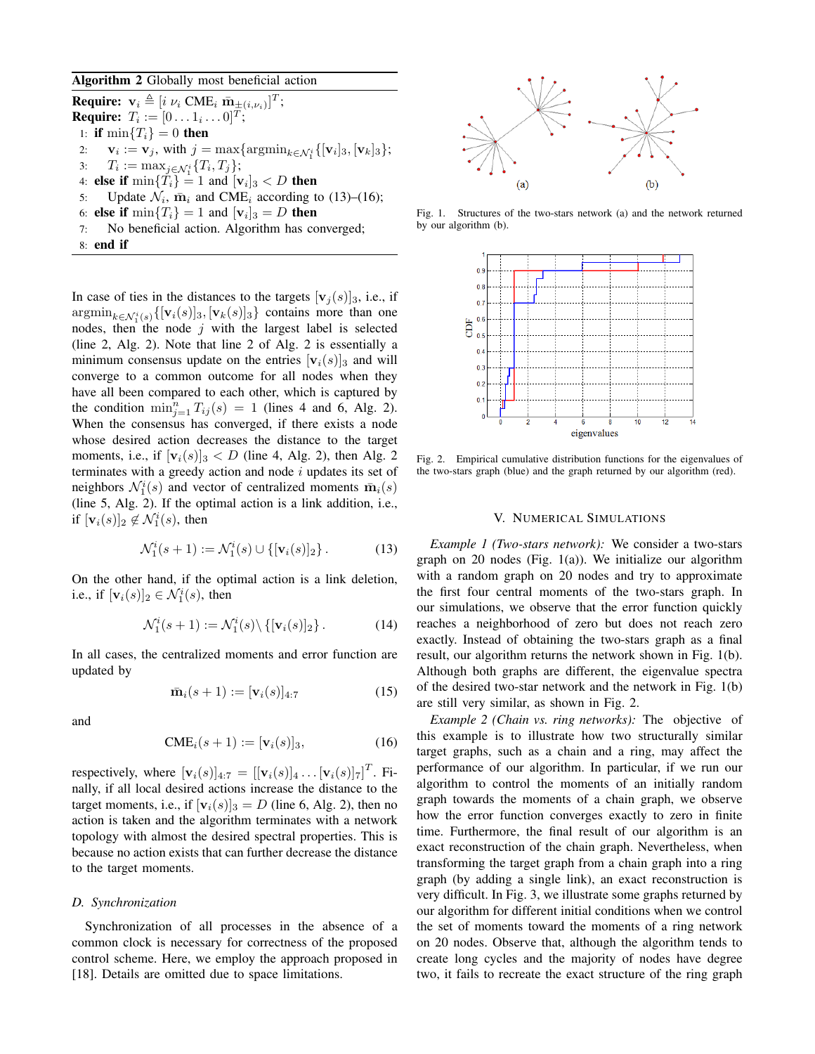**Algorithm 2** Globally most beneficial action

**Require:** $\mathbf{v}_i \triangleq [i\ \nu_i\ \text{CME}_i\ \bar{\mathbf{m}}_{\pm(i,\nu_i)}]^T$;
**Require:** $T_i := [0 \ldots 1_i \ldots 0]^T$;
1: **if** $\min\{T_i\} = 0$ **then**
2: $\quad \mathbf{v}_i := \mathbf{v}_j$, with $j = \max\{\text{argmin}_{k \in \mathcal{N}_1^i}\{[\mathbf{v}_i]_3, [\mathbf{v}_k]_3\}$;
3: $\quad T_i := \max_{j \in \mathcal{N}_1^i}\{T_i, T_j\}$;
4: **else if** $\min\{T_i\} = 1$ and $[\mathbf{v}_i]_3 < D$ **then**
5: $\quad$ Update $\mathcal{N}_i$, $\bar{\mathbf{m}}_i$ and $\text{CME}_i$ according to (13)–(16);
6: **else if** $\min\{T_i\} = 1$ and $[\mathbf{v}_i]_3 = D$ **then**
7: $\quad$ No beneficial action. Algorithm has converged;
8: **end if**

In case of ties in the distances to the targets $[\mathbf{v}_j(s)]_3$, i.e., if $\text{argmin}_{k \in \mathcal{N}_1^i(s)}\{[\mathbf{v}_i(s)]_3, [\mathbf{v}_k(s)]_3\}$ contains more than one nodes, then the node $j$ with the largest label is selected (line 2, Alg. 2). Note that line 2 of Alg. 2 is essentially a minimum consensus update on the entries $[\mathbf{v}_i(s)]_3$ and will converge to a common outcome for all nodes when they have all been compared to each other, which is captured by the condition $\min_{j=1}^n T_{ij}(s) = 1$ (lines 4 and 6, Alg. 2). When the consensus has converged, if there exists a node whose desired action decreases the distance to the target moments, i.e., if $[\mathbf{v}_i(s)]_3 < D$ (line 4, Alg. 2), then Alg. 2 terminates with a greedy action and node $i$ updates its set of neighbors $\mathcal{N}_1^i(s)$ and vector of centralized moments $\bar{\mathbf{m}}_i(s)$ (line 5, Alg. 2). If the optimal action is a link addition, i.e., if $[\mathbf{v}_i(s)]_2 \notin \mathcal{N}_1^i(s)$, then

$$\mathcal{N}_1^i(s+1) := \mathcal{N}_1^i(s) \cup \{[\mathbf{v}_i(s)]_2\}. \tag{13}$$

On the other hand, if the optimal action is a link deletion, i.e., if $[\mathbf{v}_i(s)]_2 \in \mathcal{N}_1^i(s)$, then

$$\mathcal{N}_1^i(s+1) := \mathcal{N}_1^i(s) \setminus \{[\mathbf{v}_i(s)]_2\}. \tag{14}$$

In all cases, the centralized moments and error function are updated by

$$\bar{\mathbf{m}}_i(s+1) := [\mathbf{v}_i(s)]_{4:7} \tag{15}$$

and

$$\text{CME}_i(s+1) := [\mathbf{v}_i(s)]_3, \tag{16}$$

respectively, where $[\mathbf{v}_i(s)]_{4:7} = [[\mathbf{v}_i(s)]_4 \ldots [\mathbf{v}_i(s)]_7]^T$. Finally, if all local desired actions increase the distance to the target moments, i.e., if $[\mathbf{v}_i(s)]_3 = D$ (line 6, Alg. 2), then no action is taken and the algorithm terminates with a network topology with almost the desired spectral properties. This is because no action exists that can further decrease the distance to the target moments.

### *D. Synchronization*

Synchronization of all processes in the absence of a common clock is necessary for correctness of the proposed control scheme. Here, we employ the approach proposed in [18]. Details are omitted due to space limitations.

Fig. 1. Structures of the two-stars network (a) and the network returned by our algorithm (b).

Fig. 2. Empirical cumulative distribution functions for the eigenvalues of the two-stars graph (blue) and the graph returned by our algorithm (red).

## V. Numerical Simulations

*Example 1 (Two-stars network):* We consider a two-stars graph on 20 nodes (Fig. 1(a)). We initialize our algorithm with a random graph on 20 nodes and try to approximate the first four central moments of the two-stars graph. In our simulations, we observe that the error function quickly reaches a neighborhood of zero but does not reach zero exactly. Instead of obtaining the two-stars graph as a final result, our algorithm returns the network shown in Fig. 1(b). Although both graphs are different, the eigenvalue spectra of the desired two-star network and the network in Fig. 1(b) are still very similar, as shown in Fig. 2.

*Example 2 (Chain vs. ring networks):* The objective of this example is to illustrate how two structurally similar target graphs, such as a chain and a ring, may affect the performance of our algorithm. In particular, if we run our algorithm to control the moments of an initially random graph towards the moments of a chain graph, we observe how the error function converges exactly to zero in finite time. Furthermore, the final result of our algorithm is an exact reconstruction of the chain graph. Nevertheless, when transforming the target graph from a chain graph into a ring graph (by adding a single link), an exact reconstruction is very difficult. In Fig. 3, we illustrate some graphs returned by our algorithm for different initial conditions when we control the set of moments toward the moments of a ring network on 20 nodes. Observe that, although the algorithm tends to create long cycles and the majority of nodes have degree two, it fails to recreate the exact structure of the ring graph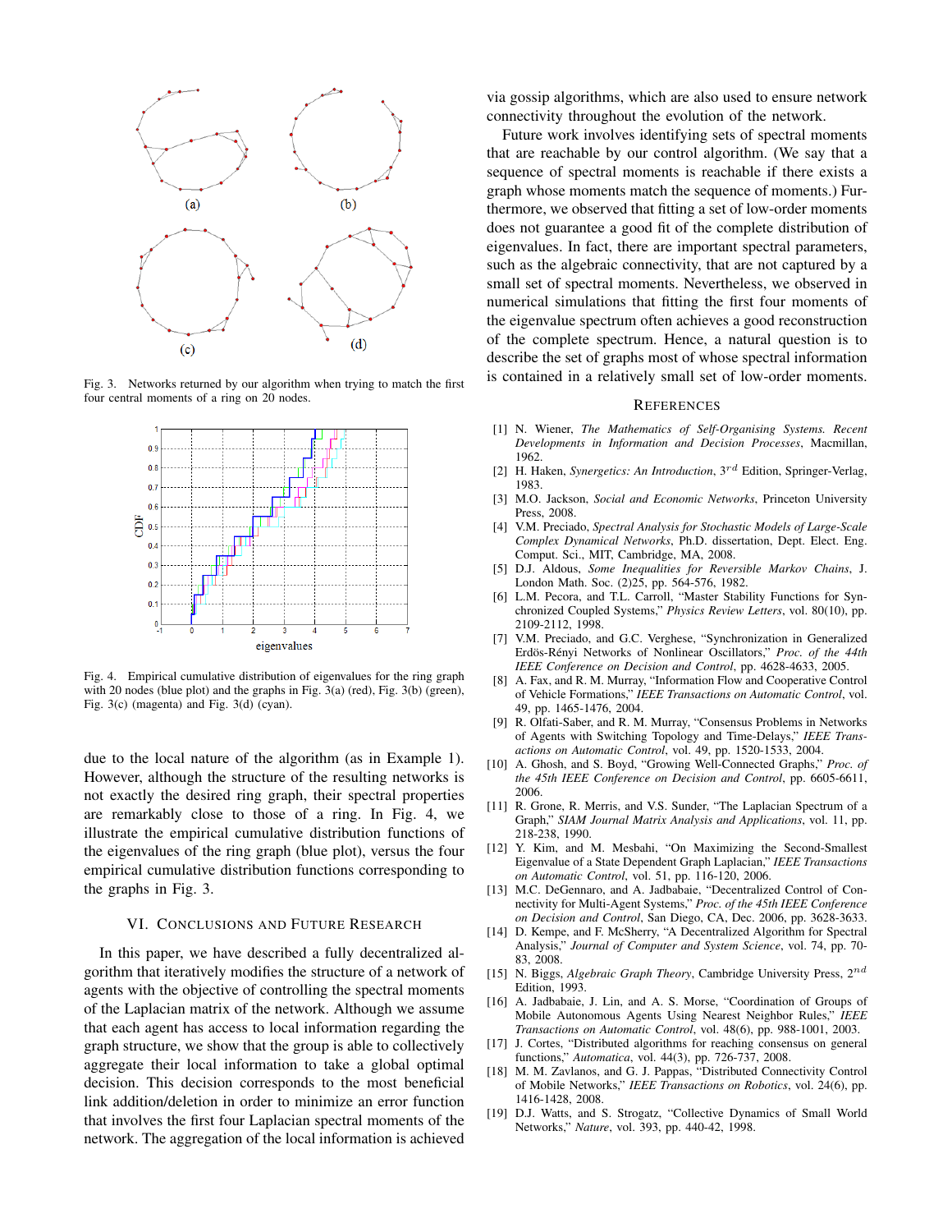(a)

(b)

(c)

(d)

Fig. 3. Networks returned by our algorithm when trying to match the first four central moments of a ring on 20 nodes.

CDF

eigenvalues

1
0.9
0.8
0.7
0.6
0.5
0.4
0.3
0.2
0.1
0

-1 0 1 2 3 4 5 6 7

Fig. 4. Empirical cumulative distribution of eigenvalues for the ring graph with 20 nodes (blue plot) and the graphs in Fig. 3(a) (red), Fig. 3(b) (green), Fig. 3(c) (magenta) and Fig. 3(d) (cyan).

due to the local nature of the algorithm (as in Example 1). However, although the structure of the resulting networks is not exactly the desired ring graph, their spectral properties are remarkably close to those of a ring. In Fig. 4, we illustrate the empirical cumulative distribution functions of the eigenvalues of the ring graph (blue plot), versus the four empirical cumulative distribution functions corresponding to the graphs in Fig. 3.

## VI. Conclusions and Future Research

In this paper, we have described a fully decentralized algorithm that iteratively modifies the structure of a network of agents with the objective of controlling the spectral moments of the Laplacian matrix of the network. Although we assume that each agent has access to local information regarding the graph structure, we show that the group is able to collectively aggregate their local information to take a global optimal decision. This decision corresponds to the most beneficial link addition/deletion in order to minimize an error function that involves the first four Laplacian spectral moments of the network. The aggregation of the local information is achieved via gossip algorithms, which are also used to ensure network connectivity throughout the evolution of the network.

Future work involves identifying sets of spectral moments that are reachable by our control algorithm. (We say that a sequence of spectral moments is reachable if there exists a graph whose moments match the sequence of moments.) Furthermore, we observed that fitting a set of low-order moments does not guarantee a good fit of the complete distribution of eigenvalues. In fact, there are important spectral parameters, such as the algebraic connectivity, that are not captured by a small set of spectral moments. Nevertheless, we observed in numerical simulations that fitting the first four moments of the eigenvalue spectrum often achieves a good reconstruction of the complete spectrum. Hence, a natural question is to describe the set of graphs most of whose spectral information is contained in a relatively small set of low-order moments.

## References

[1] N. Wiener, *The Mathematics of Self-Organising Systems. Recent Developments in Information and Decision Processes*, Macmillan, 1962.

[2] H. Haken, *Synergetics: An Introduction*, $3^{rd}$ Edition, Springer-Verlag, 1983.

[3] M.O. Jackson, *Social and Economic Networks*, Princeton University Press, 2008.

[4] V.M. Preciado, *Spectral Analysis for Stochastic Models of Large-Scale Complex Dynamical Networks*, Ph.D. dissertation, Dept. Elect. Eng. Comput. Sci., MIT, Cambridge, MA, 2008.

[5] D.J. Aldous, *Some Inequalities for Reversible Markov Chains*, J. London Math. Soc. (2)25, pp. 564-576, 1982.

[6] L.M. Pecora, and T.L. Carroll, "Master Stability Functions for Synchronized Coupled Systems," *Physics Review Letters*, vol. 80(10), pp. 2109-2112, 1998.

[7] V.M. Preciado, and G.C. Verghese, "Synchronization in Generalized Erdös-Rényi Networks of Nonlinear Oscillators," *Proc. of the 44th IEEE Conference on Decision and Control*, pp. 4628-4633, 2005.

[8] A. Fax, and R. M. Murray, "Information Flow and Cooperative Control of Vehicle Formations," *IEEE Transactions on Automatic Control*, vol. 49, pp. 1465-1476, 2004.

[9] R. Olfati-Saber, and R. M. Murray, "Consensus Problems in Networks of Agents with Switching Topology and Time-Delays," *IEEE Transactions on Automatic Control*, vol. 49, pp. 1520-1533, 2004.

[10] A. Ghosh, and S. Boyd, "Growing Well-Connected Graphs," *Proc. of the 45th IEEE Conference on Decision and Control*, pp. 6605-6611, 2006.

[11] R. Grone, R. Merris, and V.S. Sunder, "The Laplacian Spectrum of a Graph," *SIAM Journal Matrix Analysis and Applications*, vol. 11, pp. 218-238, 1990.

[12] Y. Kim, and M. Mesbahi, "On Maximizing the Second-Smallest Eigenvalue of a State Dependent Graph Laplacian," *IEEE Transactions on Automatic Control*, vol. 51, pp. 116-120, 2006.

[13] M.C. DeGennaro, and A. Jadbabaie, "Decentralized Control of Connectivity for Multi-Agent Systems," *Proc. of the 45th IEEE Conference on Decision and Control*, San Diego, CA, Dec. 2006, pp. 3628-3633.

[14] D. Kempe, and F. McSherry, "A Decentralized Algorithm for Spectral Analysis," *Journal of Computer and System Science*, vol. 74, pp. 70-83, 2008.

[15] N. Biggs, *Algebraic Graph Theory*, Cambridge University Press, $2^{nd}$ Edition, 1993.

[16] A. Jadbabaie, J. Lin, and A. S. Morse, "Coordination of Groups of Mobile Autonomous Agents Using Nearest Neighbor Rules," *IEEE Transactions on Automatic Control*, vol. 48(6), pp. 988-1001, 2003.

[17] J. Cortes, "Distributed algorithms for reaching consensus on general functions," *Automatica*, vol. 44(3), pp. 726-737, 2008.

[18] M. M. Zavlanos, and G. J. Pappas, "Distributed Connectivity Control of Mobile Networks," *IEEE Transactions on Robotics*, vol. 24(6), pp. 1416-1428, 2008.

[19] D.J. Watts, and S. Strogatz, "Collective Dynamics of Small World Networks," *Nature*, vol. 393, pp. 440-42, 1998.